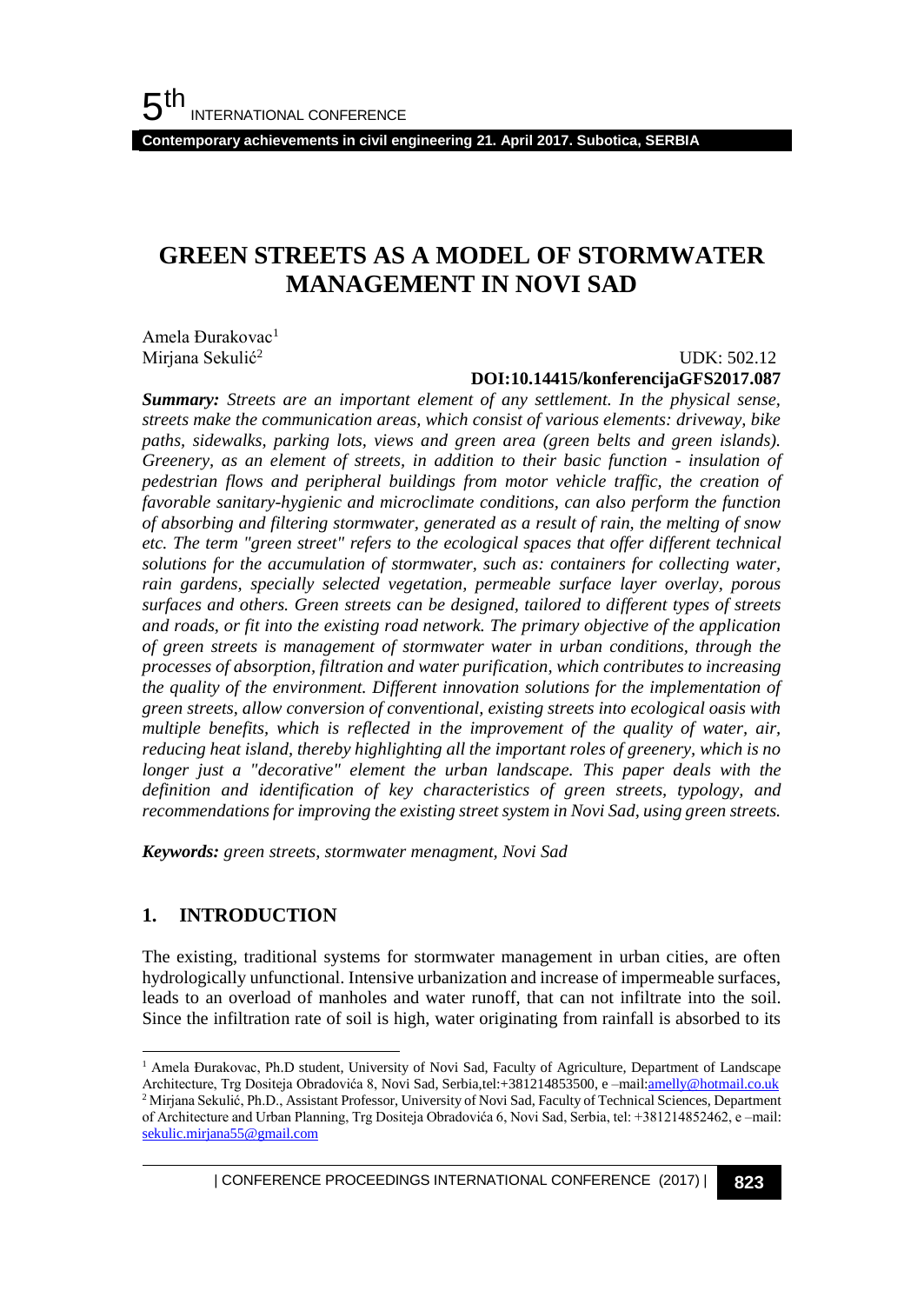# GREEN STREETS AS A MODEL OF STORMWATER MANAGEMENT IN NOVI SAD

Amela Đurakovac[1]
Mirjana Sekulić[2]

UDK: 502.12
**DOI:10.14415/konferencijaGFS2017.087**

***Summary:*** *Streets are an important element of any settlement. In the physical sense, streets make the communication areas, which consist of various elements: driveway, bike paths, sidewalks, parking lots, views and green area (green belts and green islands). Greenery, as an element of streets, in addition to their basic function - insulation of pedestrian flows and peripheral buildings from motor vehicle traffic, the creation of favorable sanitary-hygienic and microclimate conditions, can also perform the function of absorbing and filtering stormwater, generated as a result of rain, the melting of snow etc. The term "green street" refers to the ecological spaces that offer different technical solutions for the accumulation of stormwater, such as: containers for collecting water, rain gardens, specially selected vegetation, permeable surface layer overlay, porous surfaces and others. Green streets can be designed, tailored to different types of streets and roads, or fit into the existing road network. The primary objective of the application of green streets is management of stormwater water in urban conditions, through the processes of absorption, filtration and water purification, which contributes to increasing the quality of the environment. Different innovation solutions for the implementation of green streets, allow conversion of conventional, existing streets into ecological oasis with multiple benefits, which is reflected in the improvement of the quality of water, air, reducing heat island, thereby highlighting all the important roles of greenery, which is no longer just a "decorative" element the urban landscape. This paper deals with the definition and identification of key characteristics of green streets, typology, and recommendations for improving the existing street system in Novi Sad, using green streets.*

***Keywords:*** *green streets, stormwater menagment, Novi Sad*

## 1. INTRODUCTION

The existing, traditional systems for stormwater management in urban cities, are often hydrologically unfunctional. Intensive urbanization and increase of impermeable surfaces, leads to an overload of manholes and water runoff, that can not infiltrate into the soil. Since the infiltration rate of soil is high, water originating from rainfall is absorbed to its

---

[1] Amela Đurakovac, Ph.D student, University of Novi Sad, Faculty of Agriculture, Department of Landscape Architecture, Trg Dositeja Obradovića 8, Novi Sad, Serbia,tel:+381214853500, e –mail:amelly@hotmail.co.uk

[2] Mirjana Sekulić, Ph.D., Assistant Professor, University of Novi Sad, Faculty of Technical Sciences, Department of Architecture and Urban Planning, Trg Dositeja Obradovića 6, Novi Sad, Serbia, tel: +381214852462, e –mail: sekulic.mirjana55@gmail.com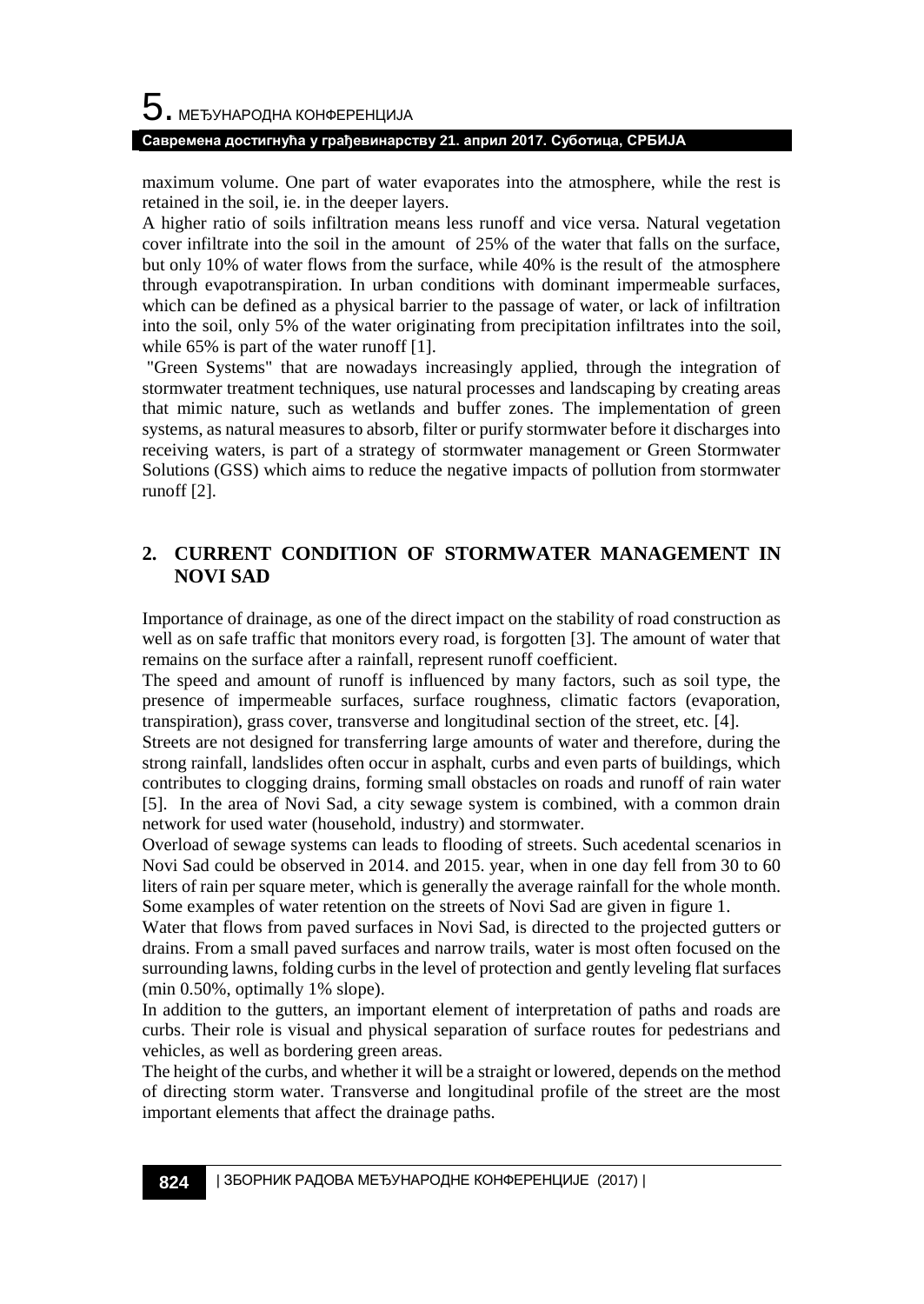maximum volume. One part of water evaporates into the atmosphere, while the rest is retained in the soil, ie. in the deeper layers.

A higher ratio of soils infiltration means less runoff and vice versa. Natural vegetation cover infiltrate into the soil in the amount of 25% of the water that falls on the surface, but only 10% of water flows from the surface, while 40% is the result of the atmosphere through evapotranspiration. In urban conditions with dominant impermeable surfaces, which can be defined as a physical barrier to the passage of water, or lack of infiltration into the soil, only 5% of the water originating from precipitation infiltrates into the soil, while 65% is part of the water runoff [1].

"Green Systems" that are nowadays increasingly applied, through the integration of stormwater treatment techniques, use natural processes and landscaping by creating areas that mimic nature, such as wetlands and buffer zones. The implementation of green systems, as natural measures to absorb, filter or purify stormwater before it discharges into receiving waters, is part of a strategy of stormwater management or Green Stormwater Solutions (GSS) which aims to reduce the negative impacts of pollution from stormwater runoff [2].

## 2. CURRENT CONDITION OF STORMWATER MANAGEMENT IN NOVI SAD

Importance of drainage, as one of the direct impact on the stability of road construction as well as on safe traffic that monitors every road, is forgotten [3]. The amount of water that remains on the surface after a rainfall, represent runoff coefficient.

The speed and amount of runoff is influenced by many factors, such as soil type, the presence of impermeable surfaces, surface roughness, climatic factors (evaporation, transpiration), grass cover, transverse and longitudinal section of the street, etc. [4].

Streets are not designed for transferring large amounts of water and therefore, during the strong rainfall, landslides often occur in asphalt, curbs and even parts of buildings, which contributes to clogging drains, forming small obstacles on roads and runoff of rain water [5]. In the area of Novi Sad, a city sewage system is combined, with a common drain network for used water (household, industry) and stormwater.

Overload of sewage systems can leads to flooding of streets. Such acedental scenarios in Novi Sad could be observed in 2014. and 2015. year, when in one day fell from 30 to 60 liters of rain per square meter, which is generally the average rainfall for the whole month. Some examples of water retention on the streets of Novi Sad are given in figure 1.

Water that flows from paved surfaces in Novi Sad, is directed to the projected gutters or drains. From a small paved surfaces and narrow trails, water is most often focused on the surrounding lawns, folding curbs in the level of protection and gently leveling flat surfaces (min 0.50%, optimally 1% slope).

In addition to the gutters, an important element of interpretation of paths and roads are curbs. Their role is visual and physical separation of surface routes for pedestrians and vehicles, as well as bordering green areas.

The height of the curbs, and whether it will be a straight or lowered, depends on the method of directing storm water. Transverse and longitudinal profile of the street are the most important elements that affect the drainage paths.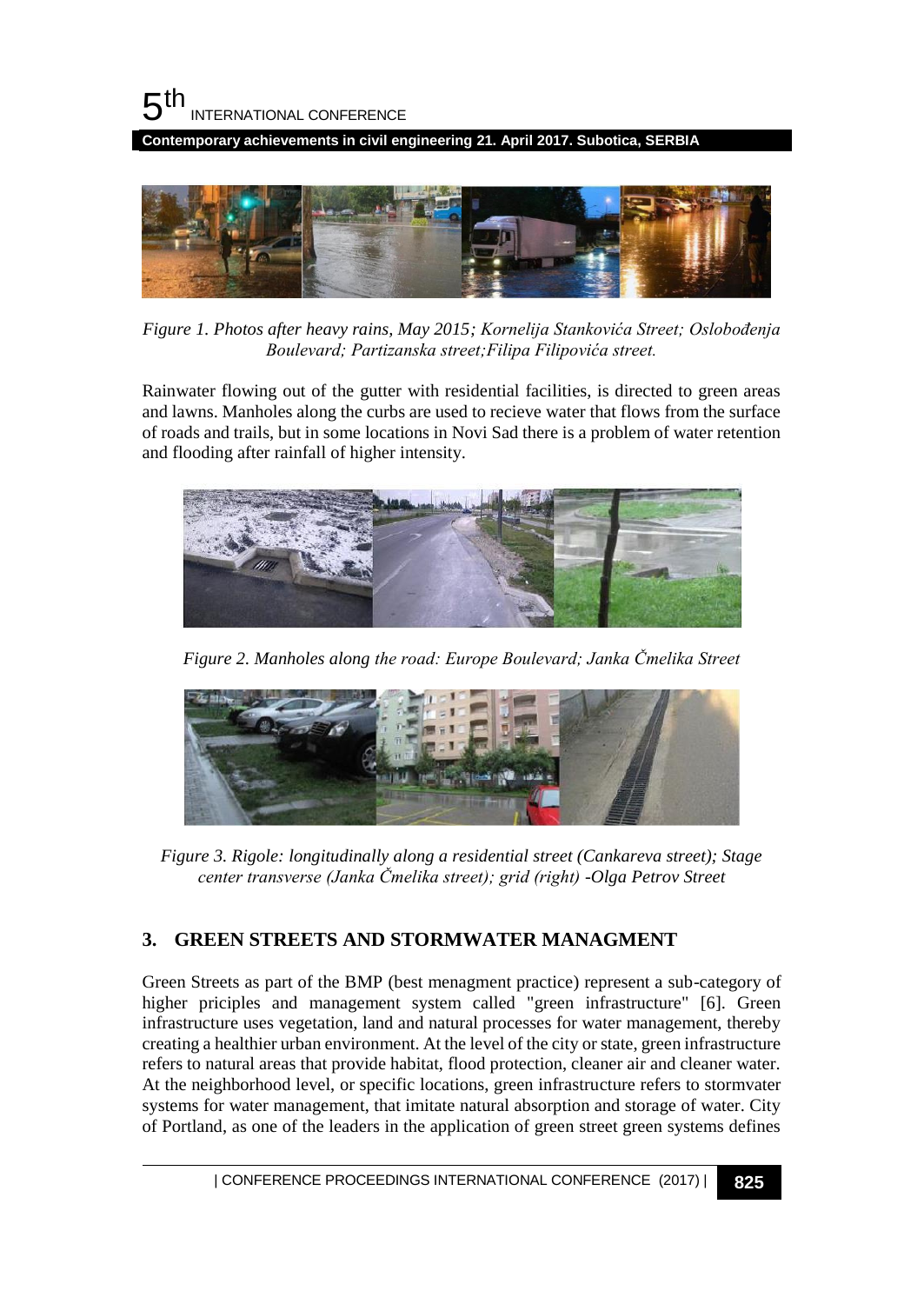*Figure 1. Photos after heavy rains, May 2015; Kornelija Stankovića Street; Oslobođenja Boulevard; Partizanska street;Filipa Filipovića street.*

Rainwater flowing out of the gutter with residential facilities, is directed to green areas and lawns. Manholes along the curbs are used to recieve water that flows from the surface of roads and trails, but in some locations in Novi Sad there is a problem of water retention and flooding after rainfall of higher intensity.

*Figure 2. Manholes along the road: Europe Boulevard; Janka Čmelika Street*

*Figure 3. Rigole: longitudinally along a residential street (Cankareva street); Stage center transverse (Janka Čmelika street); grid (right) -Olga Petrov Street*

## 3. GREEN STREETS AND STORMWATER MANAGMENT

Green Streets as part of the BMP (best menagment practice) represent a sub-category of higher priciples and management system called "green infrastructure" [6]. Green infrastructure uses vegetation, land and natural processes for water management, thereby creating a healthier urban environment. At the level of the city or state, green infrastructure refers to natural areas that provide habitat, flood protection, cleaner air and cleaner water. At the neighborhood level, or specific locations, green infrastructure refers to stormvater systems for water management, that imitate natural absorption and storage of water. City of Portland, as one of the leaders in the application of green street green systems defines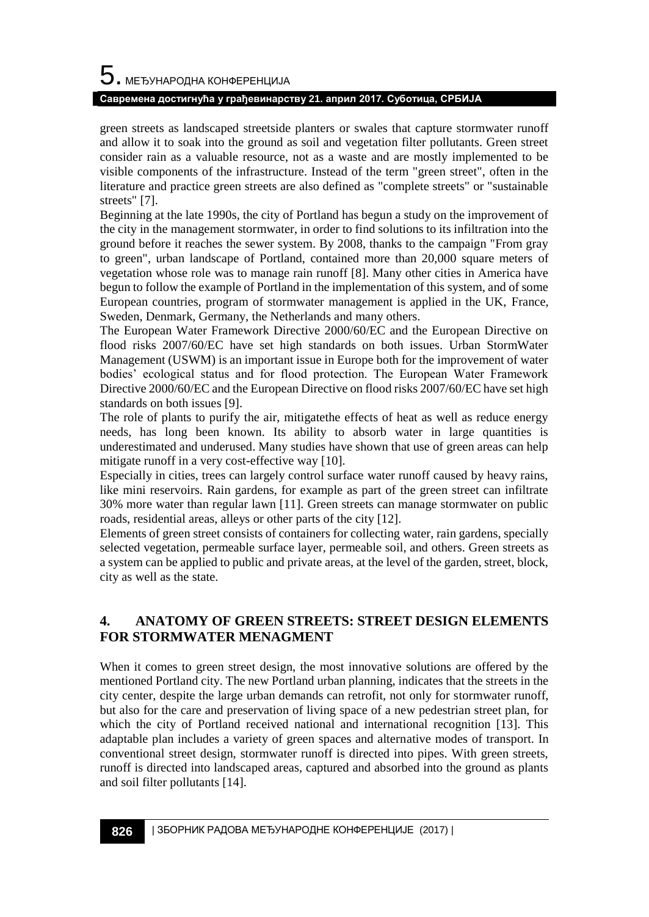green streets as landscaped streetside planters or swales that capture stormwater runoff and allow it to soak into the ground as soil and vegetation filter pollutants. Green street consider rain as a valuable resource, not as a waste and are mostly implemented to be visible components of the infrastructure. Instead of the term "green street", often in the literature and practice green streets are also defined as "complete streets" or "sustainable streets" [7].

Beginning at the late 1990s, the city of Portland has begun a study on the improvement of the city in the management stormwater, in order to find solutions to its infiltration into the ground before it reaches the sewer system. By 2008, thanks to the campaign "From gray to green", urban landscape of Portland, contained more than 20,000 square meters of vegetation whose role was to manage rain runoff [8]. Many other cities in America have begun to follow the example of Portland in the implementation of this system, and of some European countries, program of stormwater management is applied in the UK, France, Sweden, Denmark, Germany, the Netherlands and many others.

The European Water Framework Directive 2000/60/EC and the European Directive on flood risks 2007/60/EC have set high standards on both issues. Urban StormWater Management (USWM) is an important issue in Europe both for the improvement of water bodies' ecological status and for flood protection. The European Water Framework Directive 2000/60/EC and the European Directive on flood risks 2007/60/EC have set high standards on both issues [9].

The role of plants to purify the air, mitigatethe effects of heat as well as reduce energy needs, has long been known. Its ability to absorb water in large quantities is underestimated and underused. Many studies have shown that use of green areas can help mitigate runoff in a very cost-effective way [10].

Especially in cities, trees can largely control surface water runoff caused by heavy rains, like mini reservoirs. Rain gardens, for example as part of the green street can infiltrate 30% more water than regular lawn [11]. Green streets can manage stormwater on public roads, residential areas, alleys or other parts of the city [12].

Elements of green street consists of containers for collecting water, rain gardens, specially selected vegetation, permeable surface layer, permeable soil, and others. Green streets as a system can be applied to public and private areas, at the level of the garden, street, block, city as well as the state.

## 4. ANATOMY OF GREEN STREETS: STREET DESIGN ELEMENTS FOR STORMWATER MENAGMENT

When it comes to green street design, the most innovative solutions are offered by the mentioned Portland city. The new Portland urban planning, indicates that the streets in the city center, despite the large urban demands can retrofit, not only for stormwater runoff, but also for the care and preservation of living space of a new pedestrian street plan, for which the city of Portland received national and international recognition [13]. This adaptable plan includes a variety of green spaces and alternative modes of transport. In conventional street design, stormwater runoff is directed into pipes. With green streets, runoff is directed into landscaped areas, captured and absorbed into the ground as plants and soil filter pollutants [14].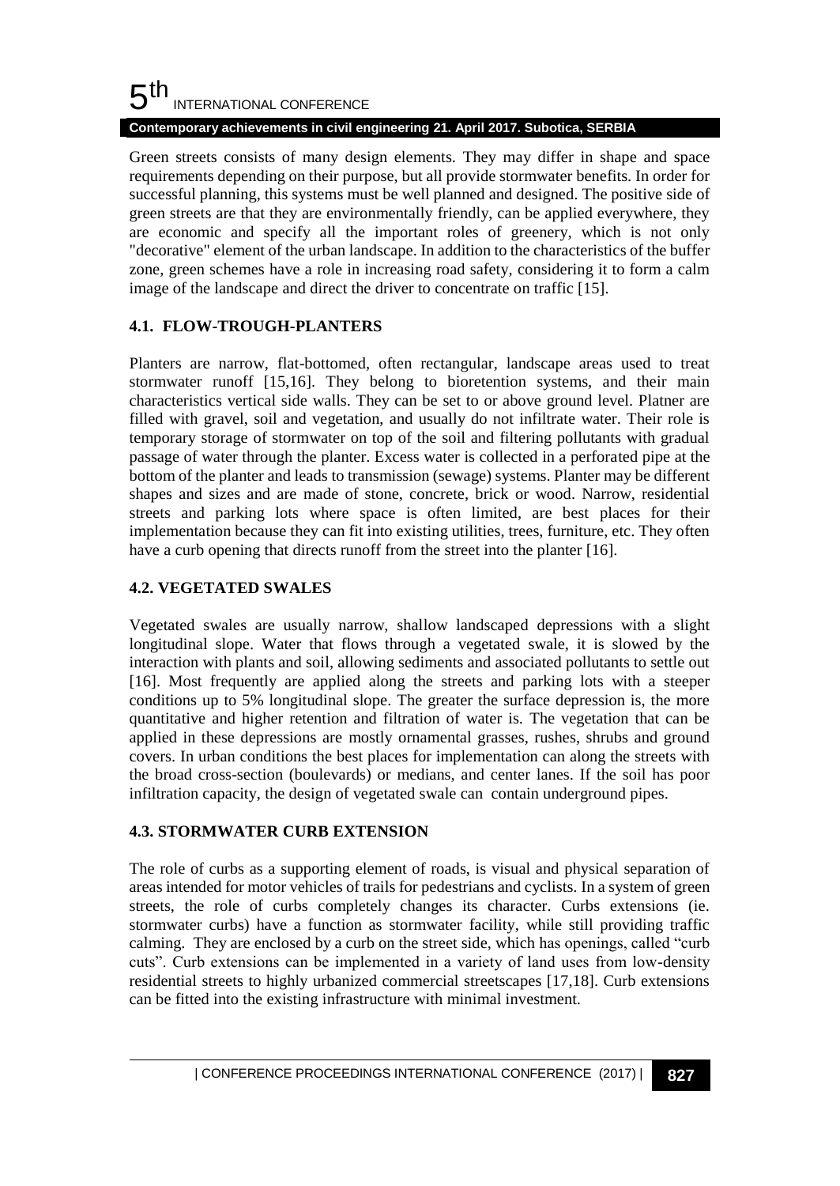Green streets consists of many design elements. They may differ in shape and space requirements depending on their purpose, but all provide stormwater benefits. In order for successful planning, this systems must be well planned and designed. The positive side of green streets are that they are environmentally friendly, can be applied everywhere, they are economic and specify all the important roles of greenery, which is not only "decorative" element of the urban landscape. In addition to the characteristics of the buffer zone, green schemes have a role in increasing road safety, considering it to form a calm image of the landscape and direct the driver to concentrate on traffic [15].

### 4.1. FLOW-TROUGH-PLANTERS

Planters are narrow, flat-bottomed, often rectangular, landscape areas used to treat stormwater runoff [15,16]. They belong to bioretention systems, and their main characteristics vertical side walls. They can be set to or above ground level. Platner are filled with gravel, soil and vegetation, and usually do not infiltrate water. Their role is temporary storage of stormwater on top of the soil and filtering pollutants with gradual passage of water through the planter. Excess water is collected in a perforated pipe at the bottom of the planter and leads to transmission (sewage) systems. Planter may be different shapes and sizes and are made of stone, concrete, brick or wood. Narrow, residential streets and parking lots where space is often limited, are best places for their implementation because they can fit into existing utilities, trees, furniture, etc. They often have a curb opening that directs runoff from the street into the planter [16].

### 4.2. VEGETATED SWALES

Vegetated swales are usually narrow, shallow landscaped depressions with a slight longitudinal slope. Water that flows through a vegetated swale, it is slowed by the interaction with plants and soil, allowing sediments and associated pollutants to settle out [16]. Most frequently are applied along the streets and parking lots with a steeper conditions up to 5% longitudinal slope. The greater the surface depression is, the more quantitative and higher retention and filtration of water is. The vegetation that can be applied in these depressions are mostly ornamental grasses, rushes, shrubs and ground covers. In urban conditions the best places for implementation can along the streets with the broad cross-section (boulevards) or medians, and center lanes. If the soil has poor infiltration capacity, the design of vegetated swale can contain underground pipes.

### 4.3. STORMWATER CURB EXTENSION

The role of curbs as a supporting element of roads, is visual and physical separation of areas intended for motor vehicles of trails for pedestrians and cyclists. In a system of green streets, the role of curbs completely changes its character. Curbs extensions (ie. stormwater curbs) have a function as stormwater facility, while still providing traffic calming. They are enclosed by a curb on the street side, which has openings, called "curb cuts". Curb extensions can be implemented in a variety of land uses from low-density residential streets to highly urbanized commercial streetscapes [17,18]. Curb extensions can be fitted into the existing infrastructure with minimal investment.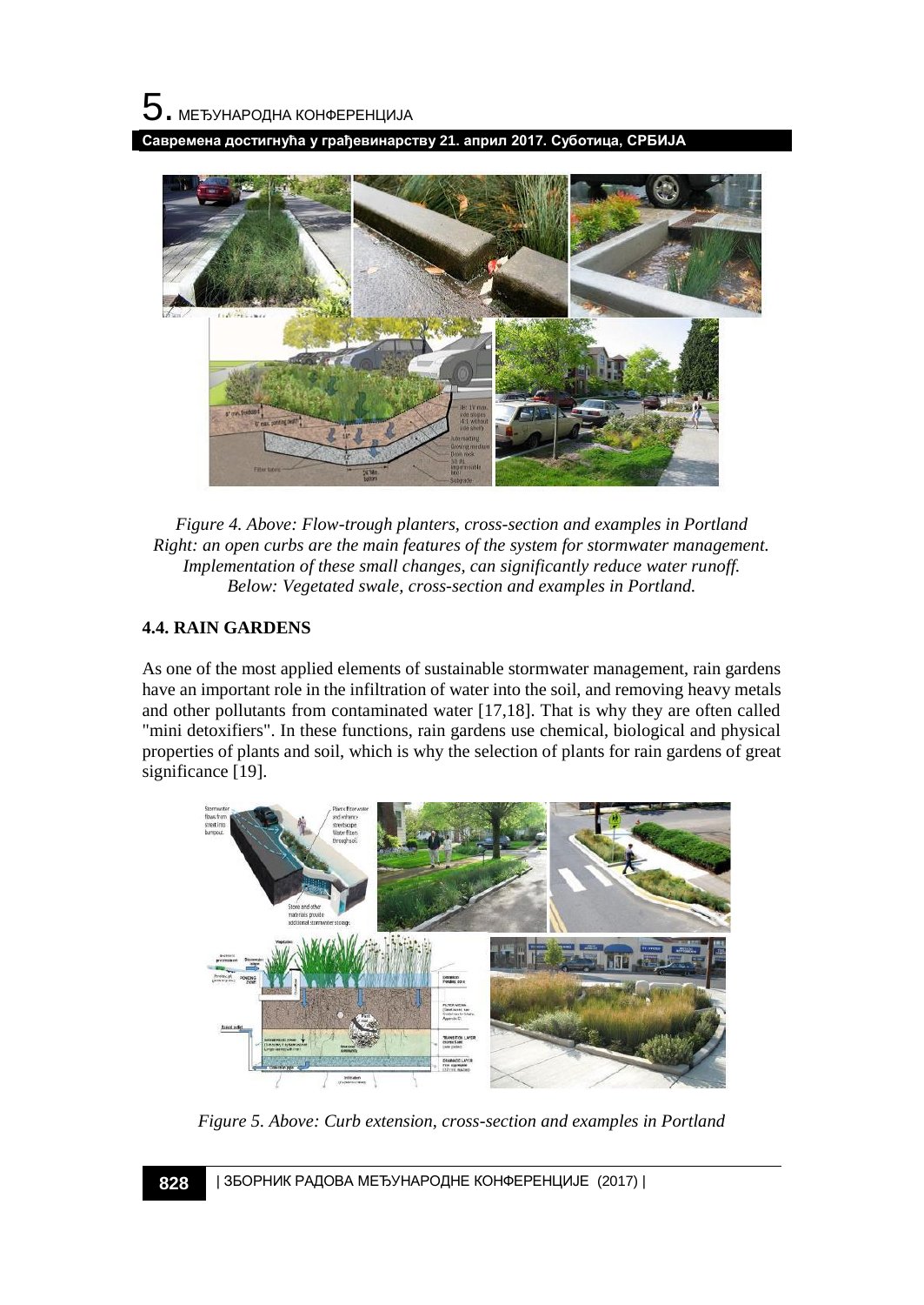*Figure 4. Above: Flow-trough planters, cross-section and examples in Portland*
*Right: an open curbs are the main features of the system for stormwater management. Implementation of these small changes, can significantly reduce water runoff.*
*Below: Vegetated swale, cross-section and examples in Portland.*

### 4.4. RAIN GARDENS

As one of the most applied elements of sustainable stormwater management, rain gardens have an important role in the infiltration of water into the soil, and removing heavy metals and other pollutants from contaminated water [17,18]. That is why they are often called "mini detoxifiers". In these functions, rain gardens use chemical, biological and physical properties of plants and soil, which is why the selection of plants for rain gardens of great significance [19].

*Figure 5. Above: Curb extension, cross-section and examples in Portland*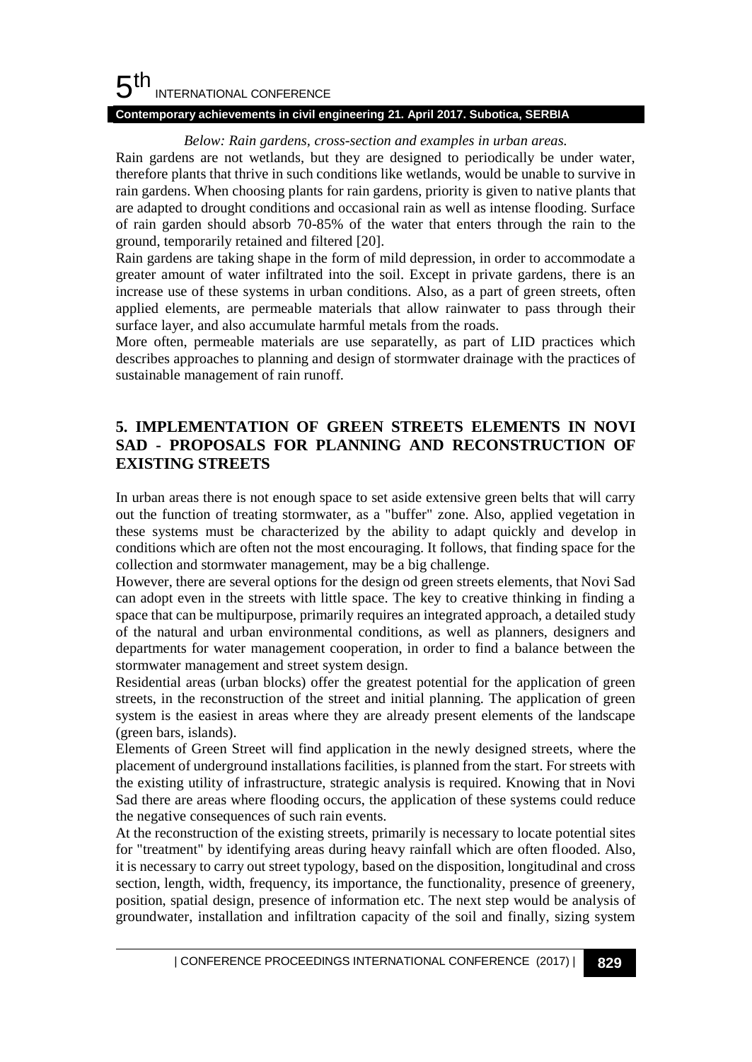*Below: Rain gardens, cross-section and examples in urban areas.*

Rain gardens are not wetlands, but they are designed to periodically be under water, therefore plants that thrive in such conditions like wetlands, would be unable to survive in rain gardens. When choosing plants for rain gardens, priority is given to native plants that are adapted to drought conditions and occasional rain as well as intense flooding. Surface of rain garden should absorb 70-85% of the water that enters through the rain to the ground, temporarily retained and filtered [20].

Rain gardens are taking shape in the form of mild depression, in order to accommodate a greater amount of water infiltrated into the soil. Except in private gardens, there is an increase use of these systems in urban conditions. Also, as a part of green streets, often applied elements, are permeable materials that allow rainwater to pass through their surface layer, and also accumulate harmful metals from the roads.

More often, permeable materials are use separatelly, as part of LID practices which describes approaches to planning and design of stormwater drainage with the practices of sustainable management of rain runoff.

## 5. IMPLEMENTATION OF GREEN STREETS ELEMENTS IN NOVI SAD - PROPOSALS FOR PLANNING AND RECONSTRUCTION OF EXISTING STREETS

In urban areas there is not enough space to set aside extensive green belts that will carry out the function of treating stormwater, as a "buffer" zone. Also, applied vegetation in these systems must be characterized by the ability to adapt quickly and develop in conditions which are often not the most encouraging. It follows, that finding space for the collection and stormwater management, may be a big challenge.

However, there are several options for the design od green streets elements, that Novi Sad can adopt even in the streets with little space. The key to creative thinking in finding a space that can be multipurpose, primarily requires an integrated approach, a detailed study of the natural and urban environmental conditions, as well as planners, designers and departments for water management cooperation, in order to find a balance between the stormwater management and street system design.

Residential areas (urban blocks) offer the greatest potential for the application of green streets, in the reconstruction of the street and initial planning. The application of green system is the easiest in areas where they are already present elements of the landscape (green bars, islands).

Elements of Green Street will find application in the newly designed streets, where the placement of underground installations facilities, is planned from the start. For streets with the existing utility of infrastructure, strategic analysis is required. Knowing that in Novi Sad there are areas where flooding occurs, the application of these systems could reduce the negative consequences of such rain events.

At the reconstruction of the existing streets, primarily is necessary to locate potential sites for "treatment" by identifying areas during heavy rainfall which are often flooded. Also, it is necessary to carry out street typology, based on the disposition, longitudinal and cross section, length, width, frequency, its importance, the functionality, presence of greenery, position, spatial design, presence of information etc. The next step would be analysis of groundwater, installation and infiltration capacity of the soil and finally, sizing system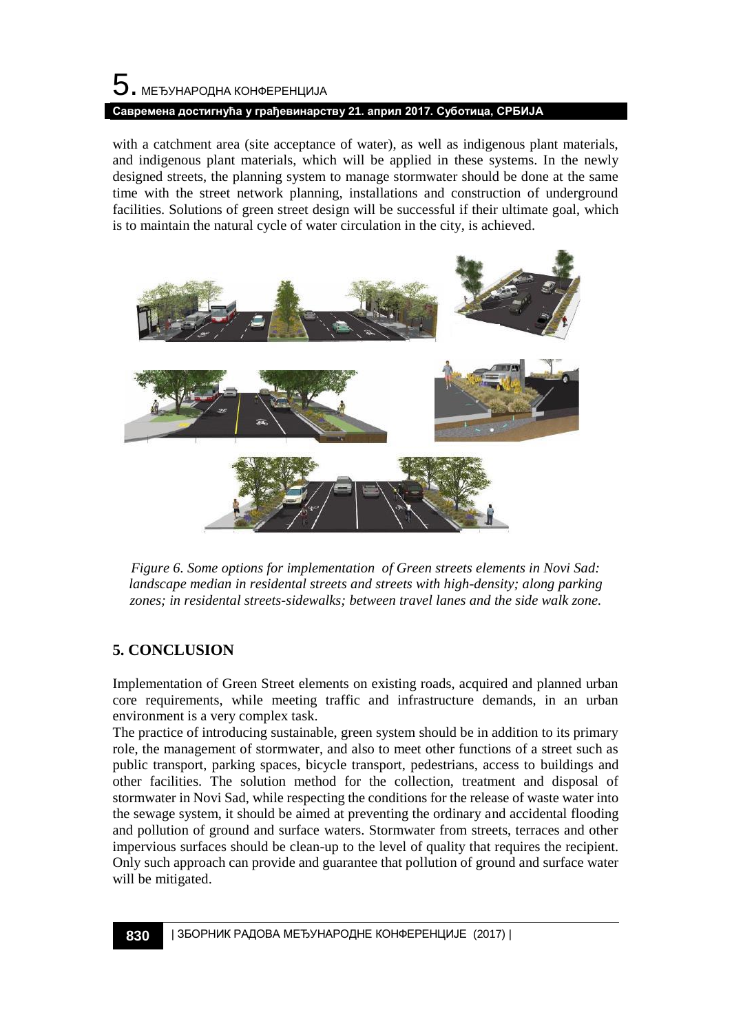with a catchment area (site acceptance of water), as well as indigenous plant materials, and indigenous plant materials, which will be applied in these systems. In the newly designed streets, the planning system to manage stormwater should be done at the same time with the street network planning, installations and construction of underground facilities. Solutions of green street design will be successful if their ultimate goal, which is to maintain the natural cycle of water circulation in the city, is achieved.

*Figure 6. Some options for implementation of Green streets elements in Novi Sad: landscape median in residental streets and streets with high-density; along parking zones; in residental streets-sidewalks; between travel lanes and the side walk zone.*

## 5. CONCLUSION

Implementation of Green Street elements on existing roads, acquired and planned urban core requirements, while meeting traffic and infrastructure demands, in an urban environment is a very complex task.

The practice of introducing sustainable, green system should be in addition to its primary role, the management of stormwater, and also to meet other functions of a street such as public transport, parking spaces, bicycle transport, pedestrians, access to buildings and other facilities. The solution method for the collection, treatment and disposal of stormwater in Novi Sad, while respecting the conditions for the release of waste water into the sewage system, it should be aimed at preventing the ordinary and accidental flooding and pollution of ground and surface waters. Stormwater from streets, terraces and other impervious surfaces should be clean-up to the level of quality that requires the recipient. Only such approach can provide and guarantee that pollution of ground and surface water will be mitigated.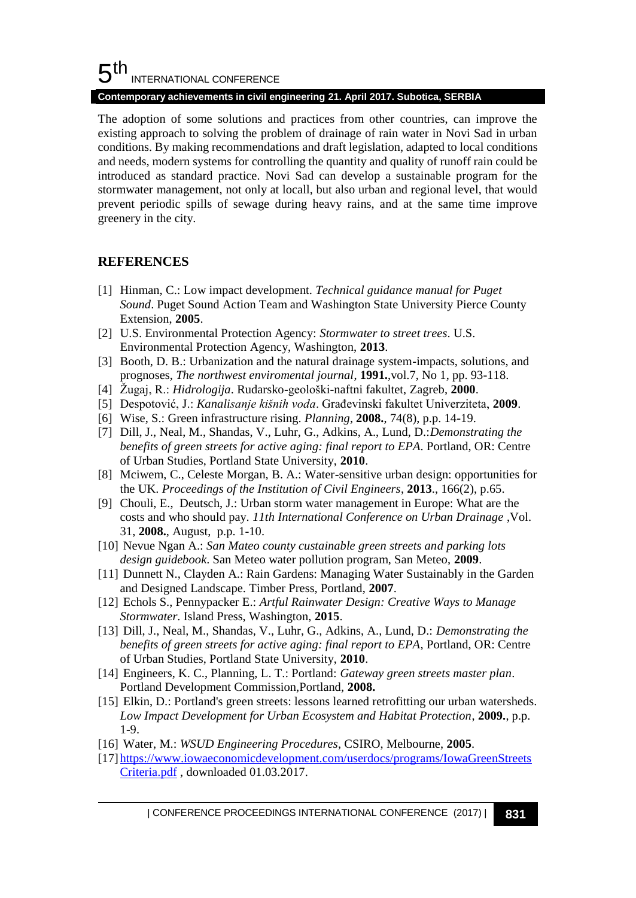The adoption of some solutions and practices from other countries, can improve the existing approach to solving the problem of drainage of rain water in Novi Sad in urban conditions. By making recommendations and draft legislation, adapted to local conditions and needs, modern systems for controlling the quantity and quality of runoff rain could be introduced as standard practice. Novi Sad can develop a sustainable program for the stormwater management, not only at locall, but also urban and regional level, that would prevent periodic spills of sewage during heavy rains, and at the same time improve greenery in the city.

## REFERENCES

[1] Hinman, C.: Low impact development. *Technical guidance manual for Puget Sound*. Puget Sound Action Team and Washington State University Pierce County Extension, **2005**.

[2] U.S. Environmental Protection Agency: *Stormwater to street trees*. U.S. Environmental Protection Agency, Washington, **2013**.

[3] Booth, D. B.: Urbanization and the natural drainage system-impacts, solutions, and prognoses, *The northwest enviromental journal*, **1991.**,vol.7, No 1, pp. 93-118.

[4] Žugaj, R.: *Hidrologija*. Rudarsko-geološki-naftni fakultet, Zagreb, **2000**.

[5] Despotović, J.: *Kanalisanje kišnih voda*. Građevinski fakultet Univerziteta, **2009**.

[6] Wise, S.: Green infrastructure rising. *Planning*, **2008.**, 74(8), p.p. 14-19.

[7] Dill, J., Neal, M., Shandas, V., Luhr, G., Adkins, A., Lund, D.:*Demonstrating the benefits of green streets for active aging: final report to EPA.* Portland, OR: Centre of Urban Studies, Portland State University, **2010**.

[8] Mciwem, C., Celeste Morgan, B. A.: Water-sensitive urban design: opportunities for the UK. *Proceedings of the Institution of Civil Engineers*, **2013**., 166(2), p.65.

[9] Chouli, E., Deutsch, J.: Urban storm water management in Europe: What are the costs and who should pay. *11th International Conference on Urban Drainage* ,Vol. 31, **2008.**, August, p.p. 1-10.

[10] Nevue Ngan A.: *San Mateo county custainable green streets and parking lots design guidebook*. San Meteo water pollution program, San Meteo, **2009**.

[11] Dunnett N., Clayden A.: Rain Gardens: Managing Water Sustainably in the Garden and Designed Landscape. Timber Press, Portland, **2007**.

[12] Echols S., Pennypacker E.: *Artful Rainwater Design: Creative Ways to Manage Stormwater.* Island Press, Washington, **2015**.

[13] Dill, J., Neal, M., Shandas, V., Luhr, G., Adkins, A., Lund, D.: *Demonstrating the benefits of green streets for active aging: final report to EPA*, Portland, OR: Centre of Urban Studies, Portland State University, **2010**.

[14] Engineers, K. C., Planning, L. T.: Portland: *Gateway green streets master plan*. Portland Development Commission,Portland, **2008.**

[15] Elkin, D.: Portland's green streets: lessons learned retrofitting our urban watersheds. *Low Impact Development for Urban Ecosystem and Habitat Protection*, **2009.**, p.p. 1-9.

[16] Water, M.: *WSUD Engineering Procedures*, CSIRO, Melbourne, **2005**.

[17] [https://www.iowaeconomicdevelopment.com/userdocs/programs/IowaGreenStreetsCriteria.pdf](https://www.iowaeconomicdevelopment.com/userdocs/programs/IowaGreenStreetsCriteria.pdf) , downloaded 01.03.2017.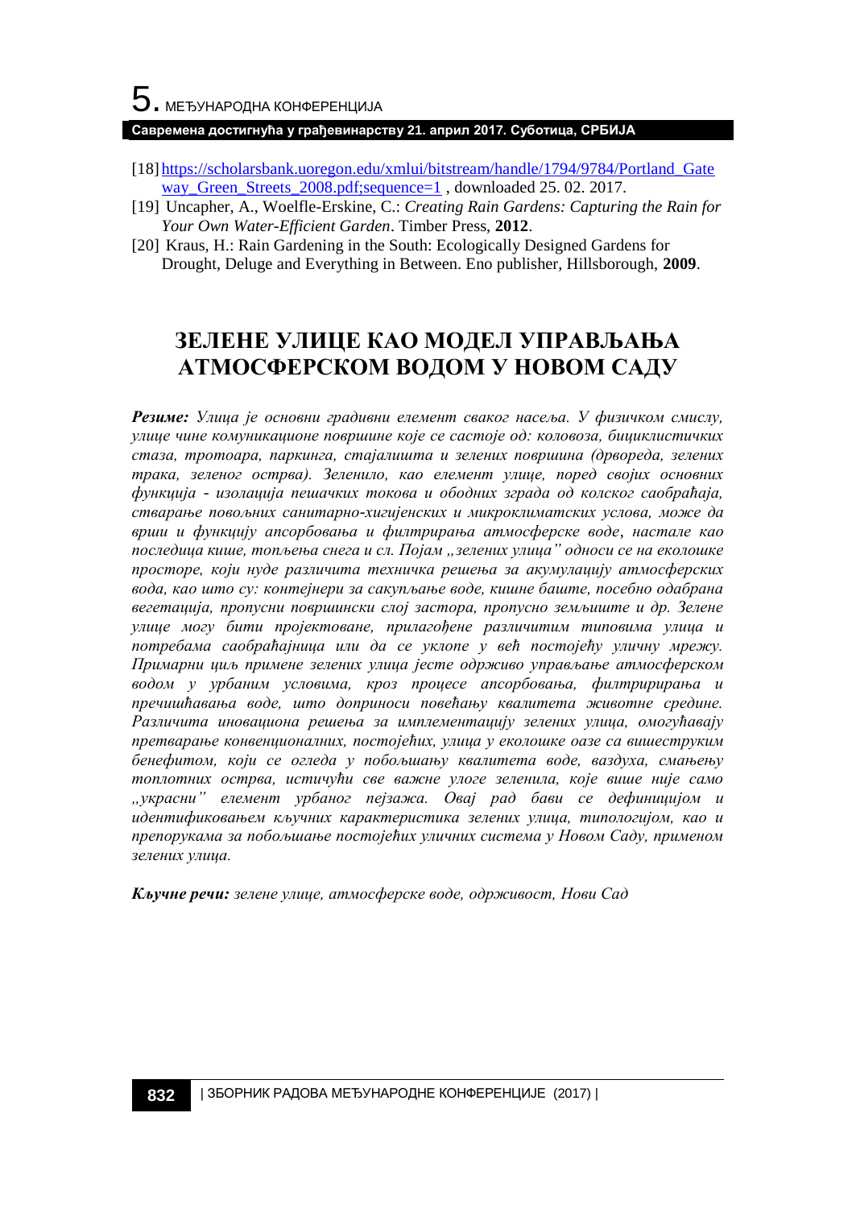[18] https://scholarsbank.uoregon.edu/xmlui/bitstream/handle/1794/9784/Portland_Gateway_Green_Streets_2008.pdf;sequence=1 , downloaded 25. 02. 2017.

[19] Uncapher, A., Woelfle-Erskine, C.: *Creating Rain Gardens: Capturing the Rain for Your Own Water-Efficient Garden*. Timber Press, **2012**.

[20] Kraus, H.: Rain Gardening in the South: Ecologically Designed Gardens for Drought, Deluge and Everything in Between. Eno publisher, Hillsborough, **2009**.

# ЗЕЛЕНЕ УЛИЦЕ КАО МОДЕЛ УПРАВЉАЊА АТМОСФЕРСКОМ ВОДОМ У НОВОМ САДУ

***Резиме:*** *Улица је основни градивни елемент сваког насеља. У физичком смислу, улице чине комуникационе површине које се састоје од: коловоза, бициклистичких стаза, тротоара, паркинга, стајалишта и зелених површина (дрвореда, зелених трака, зеленог острва). Зеленило, као елемент улице, поред својих основних функција - изолација пешачких токова и ободних зграда од колског саобраћаја, стварање повољних санитарно-хигијенских и микроклиматских услова, може да врши и функцију апсорбовања и филтрирања атмосферске воде, настале као последица кише, топљења снега и сл. Појам „зелених улица" односи се на еколошке просторе, који нуде различита техничка решења за акумулацију атмосферских вода, као што су: контејнери за сакупљање воде, кишне баште, посебно одабрана вегетација, пропусни површински слој застора, пропусно земљиште и др. Зелене улице могу бити пројектоване, прилагођене различитим типовима улица и потребама саобраћајница или да се уклопе у већ постојећу уличну мрежу. Примарни циљ примене зелених улица јесте одрживо управљање атмосферском водом у урбаним условима, кроз процесе апсорбовања, филтрирања и пречишћавања воде, што доприноси повећању квалитета животне средине. Различита иновациона решења за имплементацију зелених улица, омогућавају претварање конвенционалних, постојећих, улица у еколошке оазе са вишеструким бенефитом, који се огледа у побољшању квалитета воде, ваздуха, смањењу топлотних острва, истичући све важне улоге зеленила, које више није само „украсни" елемент урбаног пејзажа. Овај рад бави се дефиницијом и идентификовањем кључних карактеристика зелених улица, типологијом, као и препорукама за побољшање постојећих уличних система у Новом Саду, применом зелених улица.*

***Кључне речи:*** *зелене улице, атмосферске воде, одрживост, Нови Сад*